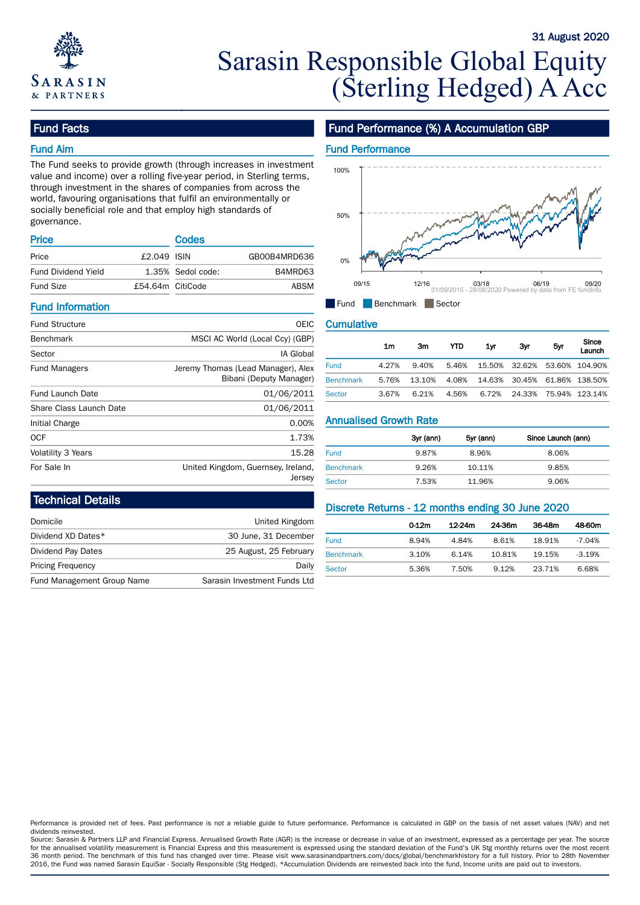31 August 2020

# Sarasin Responsible Global Equity (Sterling Hedged) A Acc

## Fund Facts

### Fund Aim

The Fund seeks to provide growth (through increases in investment value and income) over a rolling five-year period, in Sterling terms, through investment in the shares of companies from across the world, favouring organisations that fulfil an environmentally or socially beneficial role and that employ high standards of governance.

### Price

| | |
|---|---|
| Price | £2.049 |
| Fund Dividend Yield | 1.35% |
| Fund Size | £54.64m |

### Codes

| | |
|---|---|
| ISIN | GB00B4MRD636 |
| Sedol code: | B4MRD63 |
| CitiCode | ABSM |

### Fund Information

| | |
|---|---|
| Fund Structure | OEIC |
| Benchmark | MSCI AC World (Local Ccy) (GBP) |
| Sector | IA Global |
| Fund Managers | Jeremy Thomas (Lead Manager), Alex Bibani (Deputy Manager) |
| Fund Launch Date | 01/06/2011 |
| Share Class Launch Date | 01/06/2011 |
| Initial Charge | 0.00% |
| OCF | 1.73% |
| Volatility 3 Years | 15.28 |
| For Sale In | United Kingdom, Guernsey, Ireland, Jersey |

## Technical Details

| | |
|---|---|
| Domicile | United Kingdom |
| Dividend XD Dates* | 30 June, 31 December |
| Dividend Pay Dates | 25 August, 25 February |
| Pricing Frequency | Daily |
| Fund Management Group Name | Sarasin Investment Funds Ltd |

## Fund Performance (%) A Accumulation GBP

### Fund Performance

01/09/2015 - 28/08/2020 Powered by data from FE fundinfo

Fund | Benchmark | Sector

### Cumulative

| | 1m | 3m | YTD | 1yr | 3yr | 5yr | Since Launch |
|---|---|---|---|---|---|---|---|
| Fund | 4.27% | 9.40% | 5.46% | 15.50% | 32.62% | 53.60% | 104.90% |
| Benchmark | 5.76% | 13.10% | 4.08% | 14.63% | 30.45% | 61.86% | 138.50% |
| Sector | 3.67% | 6.21% | 4.56% | 6.72% | 24.33% | 75.94% | 123.14% |

### Annualised Growth Rate

| | 3yr (ann) | 5yr (ann) | Since Launch (ann) |
|---|---|---|---|
| Fund | 9.87% | 8.96% | 8.06% |
| Benchmark | 9.26% | 10.11% | 9.85% |
| Sector | 7.53% | 11.96% | 9.06% |

### Discrete Returns - 12 months ending 30 June 2020

| | 0-12m | 12-24m | 24-36m | 36-48m | 48-60m |
|---|---|---|---|---|---|
| Fund | 8.94% | 4.84% | 8.61% | 18.91% | -7.04% |
| Benchmark | 3.10% | 6.14% | 10.81% | 19.15% | -3.19% |
| Sector | 5.36% | 7.50% | 9.12% | 23.71% | 6.68% |

Performance is provided net of fees. Past performance is not a reliable guide to future performance. Performance is calculated in GBP on the basis of net asset values (NAV) and net dividends reinvested.
Source: Sarasin & Partners LLP and Financial Express. Annualised Growth Rate (AGR) is the increase or decrease in value of an investment, expressed as a percentage per year. The source for the annualised volatility measurement is Financial Express and this measurement is expressed using the standard deviation of the Fund's UK Stg monthly returns over the most recent 36 month period. The benchmark of this fund has changed over time. Please visit www.sarasinandpartners.com/docs/global/benchmarkhistory for a full history. Prior to 28th November 2016, the Fund was named Sarasin EquiSar - Socially Responsible (Stg Hedged). *Accumulation Dividends are reinvested back into the fund, Income units are paid out to investors.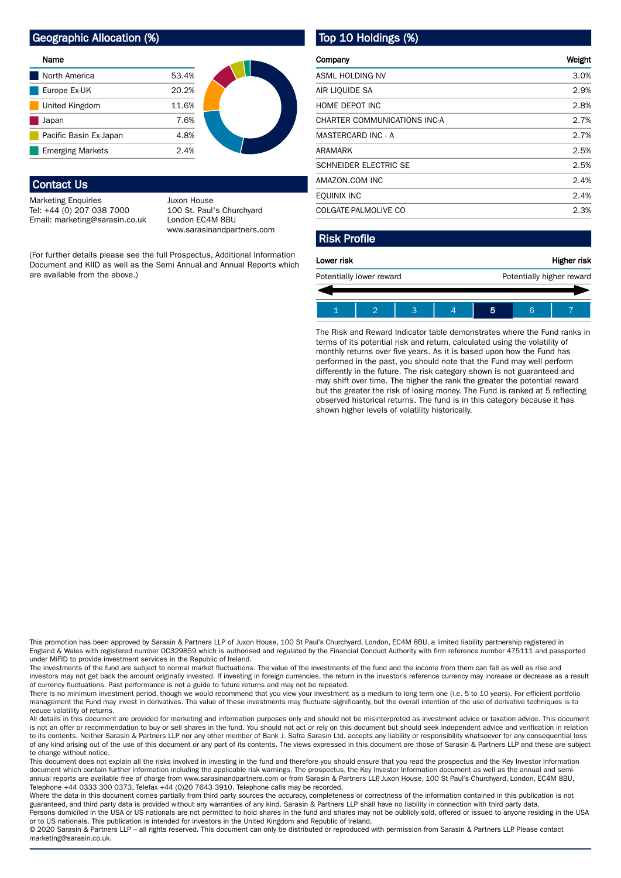## Geographic Allocation (%)

| Name | |
|---|---|
| North America | 53.4% |
| Europe Ex-UK | 20.2% |
| United Kingdom | 11.6% |
| Japan | 7.6% |
| Pacific Basin Ex-Japan | 4.8% |
| Emerging Markets | 2.4% |

## Top 10 Holdings (%)

| Company | Weight |
|---|---|
| ASML HOLDING NV | 3.0% |
| AIR LIQUIDE SA | 2.9% |
| HOME DEPOT INC | 2.8% |
| CHARTER COMMUNICATIONS INC-A | 2.7% |
| MASTERCARD INC - A | 2.7% |
| ARAMARK | 2.5% |
| SCHNEIDER ELECTRIC SE | 2.5% |
| AMAZON.COM INC | 2.4% |
| EQUINIX INC | 2.4% |
| COLGATE-PALMOLIVE CO | 2.3% |

## Contact Us

Marketing Enquiries
Tel: +44 (0) 207 038 7000
Email: marketing@sarasin.co.uk

Juxon House
100 St. Paul's Churchyard
London EC4M 8BU
www.sarasinandpartners.com

(For further details please see the full Prospectus, Additional Information Document and KIID as well as the Semi Annual and Annual Reports which are available from the above.)

## Risk Profile

**Lower risk** — **Higher risk**

Potentially lower reward — Potentially higher reward

1 2 3 4 **5** 6 7

The Risk and Reward Indicator table demonstrates where the Fund ranks in terms of its potential risk and return, calculated using the volatility of monthly returns over five years. As it is based upon how the Fund has performed in the past, you should note that the Fund may well perform differently in the future. The risk category shown is not guaranteed and may shift over time. The higher the rank the greater the potential reward but the greater the risk of losing money. The Fund is ranked at 5 reflecting observed historical returns. The fund is in this category because it has shown higher levels of volatility historically.

This promotion has been approved by Sarasin & Partners LLP of Juxon House, 100 St Paul's Churchyard, London, EC4M 8BU, a limited liability partnership registered in England & Wales with registered number OC329859 which is authorised and regulated by the Financial Conduct Authority with firm reference number 475111 and passported under MiFID to provide investment services in the Republic of Ireland.
The investments of the fund are subject to normal market fluctuations. The value of the investments of the fund and the income from them can fall as well as rise and investors may not get back the amount originally invested. If investing in foreign currencies, the return in the investor's reference currency may increase or decrease as a result of currency fluctuations. Past performance is not a guide to future returns and may not be repeated.
There is no minimum investment period, though we would recommend that you view your investment as a medium to long term one (i.e. 5 to 10 years). For efficient portfolio management the Fund may invest in derivatives. The value of these investments may fluctuate significantly, but the overall intention of the use of derivative techniques is to reduce volatility of returns.
All details in this document are provided for marketing and information purposes only and should not be misinterpreted as investment advice or taxation advice. This document is not an offer or recommendation to buy or sell shares in the fund. You should not act or rely on this document but should seek independent advice and verification in relation to its contents. Neither Sarasin & Partners LLP nor any other member of Bank J. Safra Sarasin Ltd. accepts any liability or responsibility whatsoever for any consequential loss of any kind arising out of the use of this document or any part of its contents. The views expressed in this document are those of Sarasin & Partners LLP and these are subject to change without notice.
This document does not explain all the risks involved in investing in the fund and therefore you should ensure that you read the prospectus and the Key Investor Information document which contain further information including the applicable risk warnings. The prospectus, the Key Investor Information document as well as the annual and semi-annual reports are available free of charge from www.sarasinandpartners.com or from Sarasin & Partners LLP, Juxon House, 100 St Paul's Churchyard, London, EC4M 8BU, Telephone +44 0333 300 0373, Telefax +44 (0)20 7643 3910. Telephone calls may be recorded.
Where the data in this document comes partially from third party sources the accuracy, completeness or correctness of the information contained in this publication is not guaranteed, and third party data is provided without any warranties of any kind. Sarasin & Partners LLP shall have no liability in connection with third party data.
Persons domiciled in the USA or US nationals are not permitted to hold shares in the fund and shares may not be publicly sold, offered or issued to anyone residing in the USA or to US nationals. This publication is intended for investors in the United Kingdom and Republic of Ireland.
© 2020 Sarasin & Partners LLP – all rights reserved. This document can only be distributed or reproduced with permission from Sarasin & Partners LLP. Please contact marketing@sarasin.co.uk.